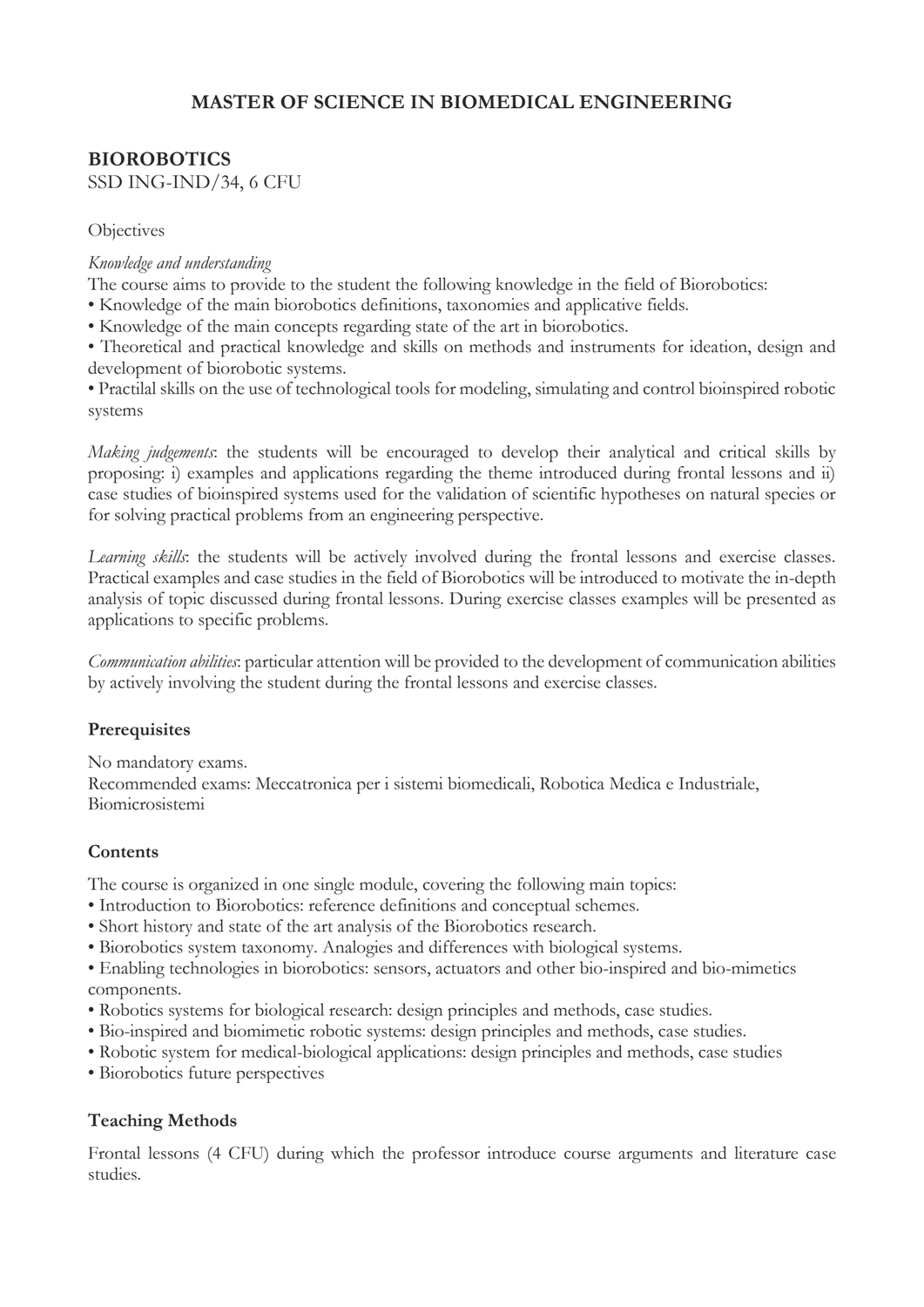# MASTER OF SCIENCE IN BIOMEDICAL ENGINEERING

## BIOROBOTICS

SSD ING-IND/34, 6 CFU

Objectives

*Knowledge and understanding*

The course aims to provide to the student the following knowledge in the field of Biorobotics:

- Knowledge of the main biorobotics definitions, taxonomies and applicative fields.
- Knowledge of the main concepts regarding state of the art in biorobotics.
- Theoretical and practical knowledge and skills on methods and instruments for ideation, design and development of biorobotic systems.
- Practilal skills on the use of technological tools for modeling, simulating and control bioinspired robotic systems

*Making judgements*: the students will be encouraged to develop their analytical and critical skills by proposing: i) examples and applications regarding the theme introduced during frontal lessons and ii) case studies of bioinspired systems used for the validation of scientific hypotheses on natural species or for solving practical problems from an engineering perspective.

*Learning skills*: the students will be actively involved during the frontal lessons and exercise classes. Practical examples and case studies in the field of Biorobotics will be introduced to motivate the in-depth analysis of topic discussed during frontal lessons. During exercise classes examples will be presented as applications to specific problems.

*Communication abilities*: particular attention will be provided to the development of communication abilities by actively involving the student during the frontal lessons and exercise classes.

### Prerequisites

No mandatory exams.

Recommended exams: Meccatronica per i sistemi biomedicali, Robotica Medica e Industriale, Biomicrosistemi

### Contents

The course is organized in one single module, covering the following main topics:

- Introduction to Biorobotics: reference definitions and conceptual schemes.
- Short history and state of the art analysis of the Biorobotics research.
- Biorobotics system taxonomy. Analogies and differences with biological systems.
- Enabling technologies in biorobotics: sensors, actuators and other bio-inspired and bio-mimetics components.
- Robotics systems for biological research: design principles and methods, case studies.
- Bio-inspired and biomimetic robotic systems: design principles and methods, case studies.
- Robotic system for medical-biological applications: design principles and methods, case studies
- Biorobotics future perspectives

### Teaching Methods

Frontal lessons (4 CFU) during which the professor introduce course arguments and literature case studies.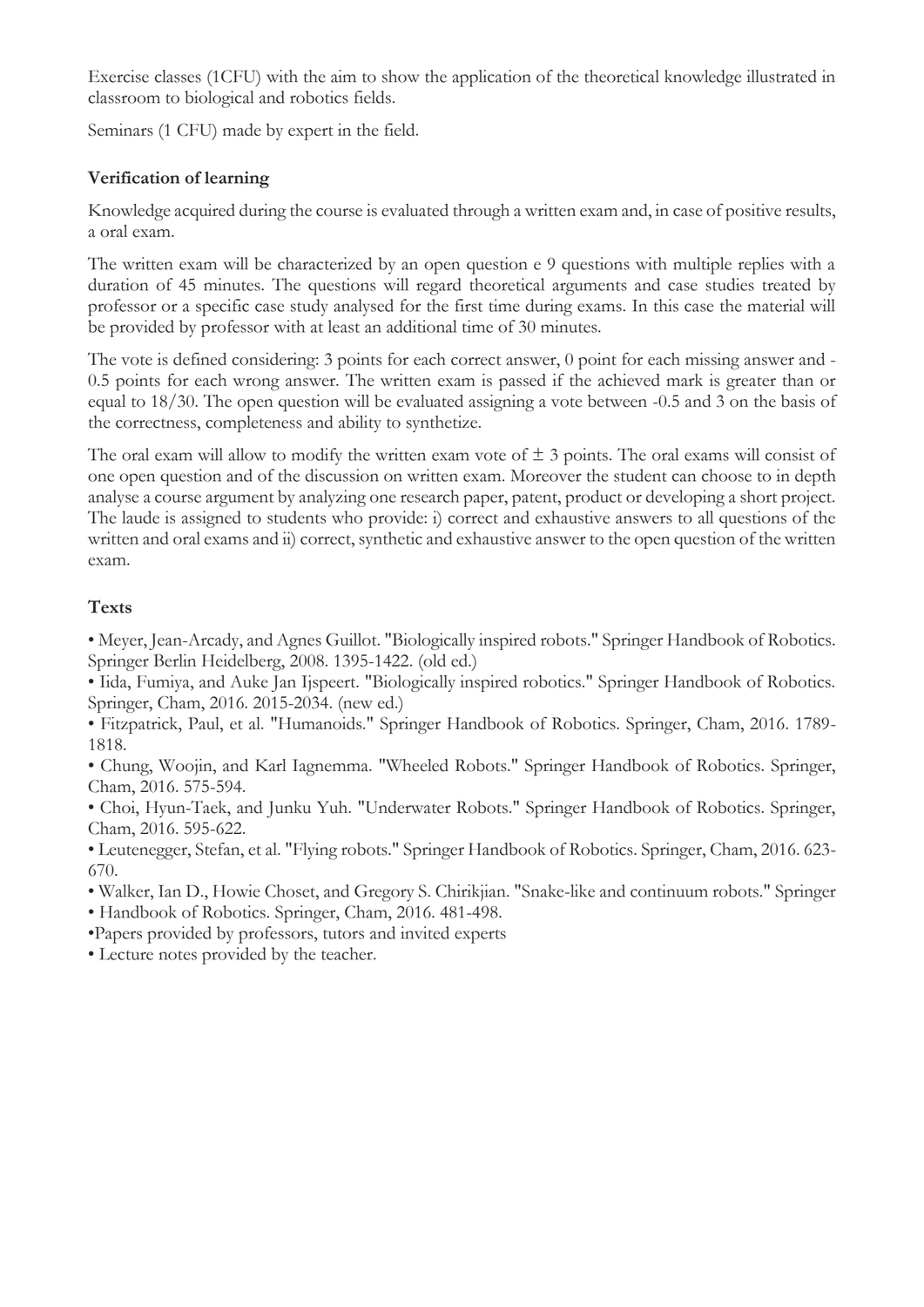Exercise classes (1CFU) with the aim to show the application of the theoretical knowledge illustrated in classroom to biological and robotics fields.

Seminars (1 CFU) made by expert in the field.

**Verification of learning**

Knowledge acquired during the course is evaluated through a written exam and, in case of positive results, a oral exam.

The written exam will be characterized by an open question e 9 questions with multiple replies with a duration of 45 minutes. The questions will regard theoretical arguments and case studies treated by professor or a specific case study analysed for the first time during exams. In this case the material will be provided by professor with at least an additional time of 30 minutes.

The vote is defined considering: 3 points for each correct answer, 0 point for each missing answer and -0.5 points for each wrong answer. The written exam is passed if the achieved mark is greater than or equal to 18/30. The open question will be evaluated assigning a vote between -0.5 and 3 on the basis of the correctness, completeness and ability to synthetize.

The oral exam will allow to modify the written exam vote of ± 3 points. The oral exams will consist of one open question and of the discussion on written exam. Moreover the student can choose to in depth analyse a course argument by analyzing one research paper, patent, product or developing a short project. The laude is assigned to students who provide: i) correct and exhaustive answers to all questions of the written and oral exams and ii) correct, synthetic and exhaustive answer to the open question of the written exam.

**Texts**

- Meyer, Jean-Arcady, and Agnes Guillot. "Biologically inspired robots." Springer Handbook of Robotics. Springer Berlin Heidelberg, 2008. 1395-1422. (old ed.)
- Iida, Fumiya, and Auke Jan Ijspeert. "Biologically inspired robotics." Springer Handbook of Robotics. Springer, Cham, 2016. 2015-2034. (new ed.)
- Fitzpatrick, Paul, et al. "Humanoids." Springer Handbook of Robotics. Springer, Cham, 2016. 1789-1818.
- Chung, Woojin, and Karl Iagnemma. "Wheeled Robots." Springer Handbook of Robotics. Springer, Cham, 2016. 575-594.
- Choi, Hyun-Taek, and Junku Yuh. "Underwater Robots." Springer Handbook of Robotics. Springer, Cham, 2016. 595-622.
- Leutenegger, Stefan, et al. "Flying robots." Springer Handbook of Robotics. Springer, Cham, 2016. 623-670.
- Walker, Ian D., Howie Choset, and Gregory S. Chirikjian. "Snake-like and continuum robots." Springer
- Handbook of Robotics. Springer, Cham, 2016. 481-498.
- Papers provided by professors, tutors and invited experts
- Lecture notes provided by the teacher.